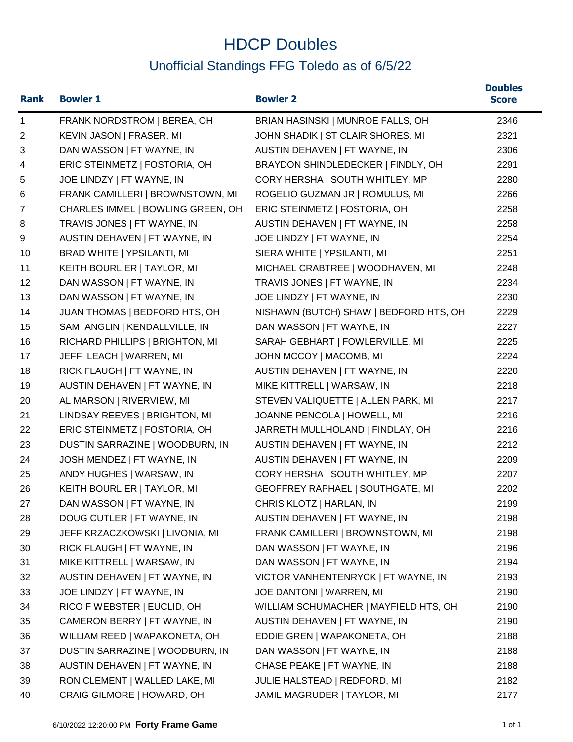# HDCP Doubles

## Unofficial Standings FFG Toledo as of 6/5/22

| Rank | Bowler 1 | Bowler 2 | Doubles Score |
|---|---|---|---|
| 1 | FRANK NORDSTROM \| BEREA, OH | BRIAN HASINSKI \| MUNROE FALLS, OH | 2346 |
| 2 | KEVIN JASON \| FRASER, MI | JOHN SHADIK \| ST CLAIR SHORES, MI | 2321 |
| 3 | DAN WASSON \| FT WAYNE, IN | AUSTIN DEHAVEN \| FT WAYNE, IN | 2306 |
| 4 | ERIC STEINMETZ \| FOSTORIA, OH | BRAYDON SHINDLEDECKER \| FINDLY, OH | 2291 |
| 5 | JOE LINDZY \| FT WAYNE, IN | CORY HERSHA \| SOUTH WHITLEY, MP | 2280 |
| 6 | FRANK CAMILLERI \| BROWNSTOWN, MI | ROGELIO GUZMAN JR \| ROMULUS, MI | 2266 |
| 7 | CHARLES IMMEL \| BOWLING GREEN, OH | ERIC STEINMETZ \| FOSTORIA, OH | 2258 |
| 8 | TRAVIS JONES \| FT WAYNE, IN | AUSTIN DEHAVEN \| FT WAYNE, IN | 2258 |
| 9 | AUSTIN DEHAVEN \| FT WAYNE, IN | JOE LINDZY \| FT WAYNE, IN | 2254 |
| 10 | BRAD WHITE \| YPSILANTI, MI | SIERA WHITE \| YPSILANTI, MI | 2251 |
| 11 | KEITH BOURLIER \| TAYLOR, MI | MICHAEL CRABTREE \| WOODHAVEN, MI | 2248 |
| 12 | DAN WASSON \| FT WAYNE, IN | TRAVIS JONES \| FT WAYNE, IN | 2234 |
| 13 | DAN WASSON \| FT WAYNE, IN | JOE LINDZY \| FT WAYNE, IN | 2230 |
| 14 | JUAN THOMAS \| BEDFORD HTS, OH | NISHAWN (BUTCH) SHAW \| BEDFORD HTS, OH | 2229 |
| 15 | SAM ANGLIN \| KENDALLVILLE, IN | DAN WASSON \| FT WAYNE, IN | 2227 |
| 16 | RICHARD PHILLIPS \| BRIGHTON, MI | SARAH GEBHART \| FOWLERVILLE, MI | 2225 |
| 17 | JEFF LEACH \| WARREN, MI | JOHN MCCOY \| MACOMB, MI | 2224 |
| 18 | RICK FLAUGH \| FT WAYNE, IN | AUSTIN DEHAVEN \| FT WAYNE, IN | 2220 |
| 19 | AUSTIN DEHAVEN \| FT WAYNE, IN | MIKE KITTRELL \| WARSAW, IN | 2218 |
| 20 | AL MARSON \| RIVERVIEW, MI | STEVEN VALIQUETTE \| ALLEN PARK, MI | 2217 |
| 21 | LINDSAY REEVES \| BRIGHTON, MI | JOANNE PENCOLA \| HOWELL, MI | 2216 |
| 22 | ERIC STEINMETZ \| FOSTORIA, OH | JARRETH MULLHOLAND \| FINDLAY, OH | 2216 |
| 23 | DUSTIN SARRAZINE \| WOODBURN, IN | AUSTIN DEHAVEN \| FT WAYNE, IN | 2212 |
| 24 | JOSH MENDEZ \| FT WAYNE, IN | AUSTIN DEHAVEN \| FT WAYNE, IN | 2209 |
| 25 | ANDY HUGHES \| WARSAW, IN | CORY HERSHA \| SOUTH WHITLEY, MP | 2207 |
| 26 | KEITH BOURLIER \| TAYLOR, MI | GEOFFREY RAPHAEL \| SOUTHGATE, MI | 2202 |
| 27 | DAN WASSON \| FT WAYNE, IN | CHRIS KLOTZ \| HARLAN, IN | 2199 |
| 28 | DOUG CUTLER \| FT WAYNE, IN | AUSTIN DEHAVEN \| FT WAYNE, IN | 2198 |
| 29 | JEFF KRZACZKOWSKI \| LIVONIA, MI | FRANK CAMILLERI \| BROWNSTOWN, MI | 2198 |
| 30 | RICK FLAUGH \| FT WAYNE, IN | DAN WASSON \| FT WAYNE, IN | 2196 |
| 31 | MIKE KITTRELL \| WARSAW, IN | DAN WASSON \| FT WAYNE, IN | 2194 |
| 32 | AUSTIN DEHAVEN \| FT WAYNE, IN | VICTOR VANHENTENRYCK \| FT WAYNE, IN | 2193 |
| 33 | JOE LINDZY \| FT WAYNE, IN | JOE DANTONI \| WARREN, MI | 2190 |
| 34 | RICO F WEBSTER \| EUCLID, OH | WILLIAM SCHUMACHER \| MAYFIELD HTS, OH | 2190 |
| 35 | CAMERON BERRY \| FT WAYNE, IN | AUSTIN DEHAVEN \| FT WAYNE, IN | 2190 |
| 36 | WILLIAM REED \| WAPAKONETA, OH | EDDIE GREN \| WAPAKONETA, OH | 2188 |
| 37 | DUSTIN SARRAZINE \| WOODBURN, IN | DAN WASSON \| FT WAYNE, IN | 2188 |
| 38 | AUSTIN DEHAVEN \| FT WAYNE, IN | CHASE PEAKE \| FT WAYNE, IN | 2188 |
| 39 | RON CLEMENT \| WALLED LAKE, MI | JULIE HALSTEAD \| REDFORD, MI | 2182 |
| 40 | CRAIG GILMORE \| HOWARD, OH | JAMIL MAGRUDER \| TAYLOR, MI | 2177 |

6/10/2022 12:20:00 PM **Forty Frame Game**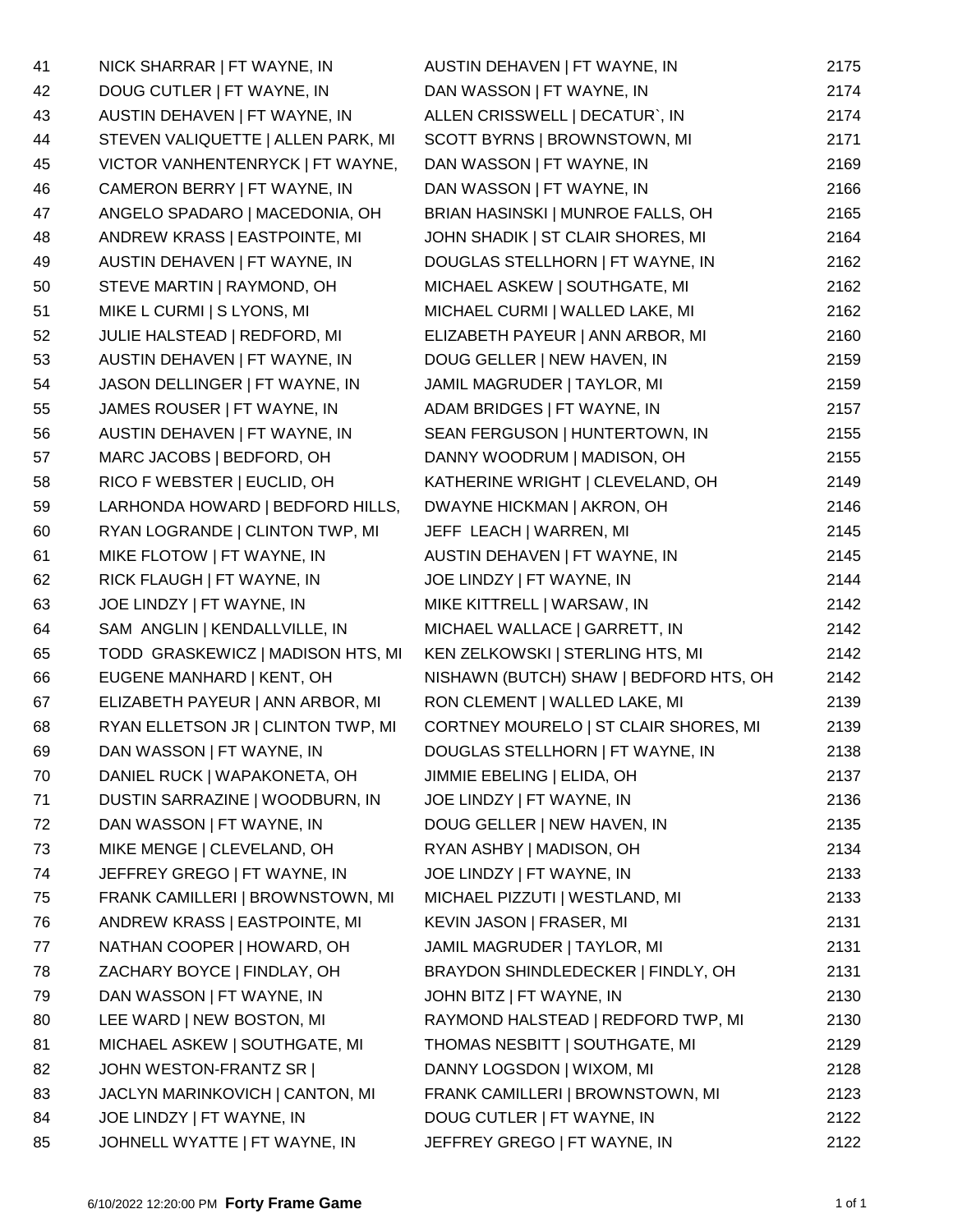| | | | |
|---|---|---|---|
| 41 | NICK SHARRAR \| FT WAYNE, IN | AUSTIN DEHAVEN \| FT WAYNE, IN | 2175 |
| 42 | DOUG CUTLER \| FT WAYNE, IN | DAN WASSON \| FT WAYNE, IN | 2174 |
| 43 | AUSTIN DEHAVEN \| FT WAYNE, IN | ALLEN CRISSWELL \| DECATUR`, IN | 2174 |
| 44 | STEVEN VALIQUETTE \| ALLEN PARK, MI | SCOTT BYRNS \| BROWNSTOWN, MI | 2171 |
| 45 | VICTOR VANHENTENRYCK \| FT WAYNE, | DAN WASSON \| FT WAYNE, IN | 2169 |
| 46 | CAMERON BERRY \| FT WAYNE, IN | DAN WASSON \| FT WAYNE, IN | 2166 |
| 47 | ANGELO SPADARO \| MACEDONIA, OH | BRIAN HASINSKI \| MUNROE FALLS, OH | 2165 |
| 48 | ANDREW KRASS \| EASTPOINTE, MI | JOHN SHADIK \| ST CLAIR SHORES, MI | 2164 |
| 49 | AUSTIN DEHAVEN \| FT WAYNE, IN | DOUGLAS STELLHORN \| FT WAYNE, IN | 2162 |
| 50 | STEVE MARTIN \| RAYMOND, OH | MICHAEL ASKEW \| SOUTHGATE, MI | 2162 |
| 51 | MIKE L CURMI \| S LYONS, MI | MICHAEL CURMI \| WALLED LAKE, MI | 2162 |
| 52 | JULIE HALSTEAD \| REDFORD, MI | ELIZABETH PAYEUR \| ANN ARBOR, MI | 2160 |
| 53 | AUSTIN DEHAVEN \| FT WAYNE, IN | DOUG GELLER \| NEW HAVEN, IN | 2159 |
| 54 | JASON DELLINGER \| FT WAYNE, IN | JAMIL MAGRUDER \| TAYLOR, MI | 2159 |
| 55 | JAMES ROUSER \| FT WAYNE, IN | ADAM BRIDGES \| FT WAYNE, IN | 2157 |
| 56 | AUSTIN DEHAVEN \| FT WAYNE, IN | SEAN FERGUSON \| HUNTERTOWN, IN | 2155 |
| 57 | MARC JACOBS \| BEDFORD, OH | DANNY WOODRUM \| MADISON, OH | 2155 |
| 58 | RICO F WEBSTER \| EUCLID, OH | KATHERINE WRIGHT \| CLEVELAND, OH | 2149 |
| 59 | LARHONDA HOWARD \| BEDFORD HILLS, | DWAYNE HICKMAN \| AKRON, OH | 2146 |
| 60 | RYAN LOGRANDE \| CLINTON TWP, MI | JEFF LEACH \| WARREN, MI | 2145 |
| 61 | MIKE FLOTOW \| FT WAYNE, IN | AUSTIN DEHAVEN \| FT WAYNE, IN | 2145 |
| 62 | RICK FLAUGH \| FT WAYNE, IN | JOE LINDZY \| FT WAYNE, IN | 2144 |
| 63 | JOE LINDZY \| FT WAYNE, IN | MIKE KITTRELL \| WARSAW, IN | 2142 |
| 64 | SAM ANGLIN \| KENDALLVILLE, IN | MICHAEL WALLACE \| GARRETT, IN | 2142 |
| 65 | TODD GRASKEWICZ \| MADISON HTS, MI | KEN ZELKOWSKI \| STERLING HTS, MI | 2142 |
| 66 | EUGENE MANHARD \| KENT, OH | NISHAWN (BUTCH) SHAW \| BEDFORD HTS, OH | 2142 |
| 67 | ELIZABETH PAYEUR \| ANN ARBOR, MI | RON CLEMENT \| WALLED LAKE, MI | 2139 |
| 68 | RYAN ELLETSON JR \| CLINTON TWP, MI | CORTNEY MOURELO \| ST CLAIR SHORES, MI | 2139 |
| 69 | DAN WASSON \| FT WAYNE, IN | DOUGLAS STELLHORN \| FT WAYNE, IN | 2138 |
| 70 | DANIEL RUCK \| WAPAKONETA, OH | JIMMIE EBELING \| ELIDA, OH | 2137 |
| 71 | DUSTIN SARRAZINE \| WOODBURN, IN | JOE LINDZY \| FT WAYNE, IN | 2136 |
| 72 | DAN WASSON \| FT WAYNE, IN | DOUG GELLER \| NEW HAVEN, IN | 2135 |
| 73 | MIKE MENGE \| CLEVELAND, OH | RYAN ASHBY \| MADISON, OH | 2134 |
| 74 | JEFFREY GREGO \| FT WAYNE, IN | JOE LINDZY \| FT WAYNE, IN | 2133 |
| 75 | FRANK CAMILLERI \| BROWNSTOWN, MI | MICHAEL PIZZUTI \| WESTLAND, MI | 2133 |
| 76 | ANDREW KRASS \| EASTPOINTE, MI | KEVIN JASON \| FRASER, MI | 2131 |
| 77 | NATHAN COOPER \| HOWARD, OH | JAMIL MAGRUDER \| TAYLOR, MI | 2131 |
| 78 | ZACHARY BOYCE \| FINDLAY, OH | BRAYDON SHINDLEDECKER \| FINDLY, OH | 2131 |
| 79 | DAN WASSON \| FT WAYNE, IN | JOHN BITZ \| FT WAYNE, IN | 2130 |
| 80 | LEE WARD \| NEW BOSTON, MI | RAYMOND HALSTEAD \| REDFORD TWP, MI | 2130 |
| 81 | MICHAEL ASKEW \| SOUTHGATE, MI | THOMAS NESBITT \| SOUTHGATE, MI | 2129 |
| 82 | JOHN WESTON-FRANTZ SR \| | DANNY LOGSDON \| WIXOM, MI | 2128 |
| 83 | JACLYN MARINKOVICH \| CANTON, MI | FRANK CAMILLERI \| BROWNSTOWN, MI | 2123 |
| 84 | JOE LINDZY \| FT WAYNE, IN | DOUG CUTLER \| FT WAYNE, IN | 2122 |
| 85 | JOHNELL WYATTE \| FT WAYNE, IN | JEFFREY GREGO \| FT WAYNE, IN | 2122 |

6/10/2022 12:20:00 PM **Forty Frame Game**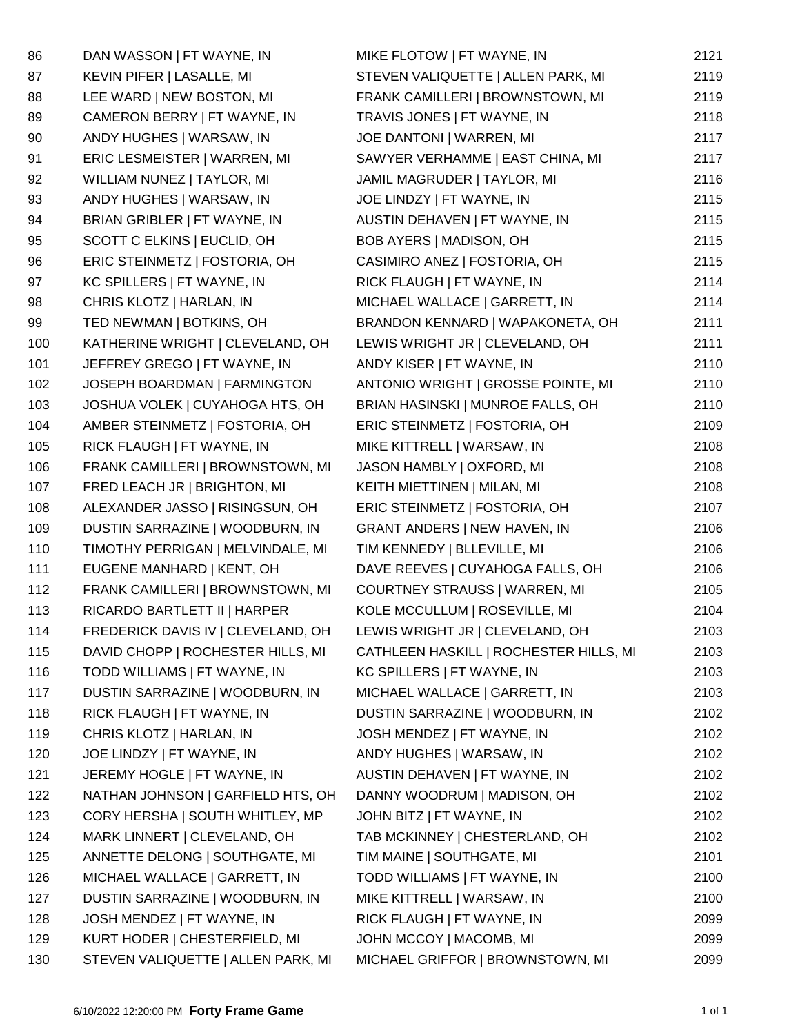| | | | |
|---|---|---|---|
| 86 | DAN WASSON \| FT WAYNE, IN | MIKE FLOTOW \| FT WAYNE, IN | 2121 |
| 87 | KEVIN PIFER \| LASALLE, MI | STEVEN VALIQUETTE \| ALLEN PARK, MI | 2119 |
| 88 | LEE WARD \| NEW BOSTON, MI | FRANK CAMILLERI \| BROWNSTOWN, MI | 2119 |
| 89 | CAMERON BERRY \| FT WAYNE, IN | TRAVIS JONES \| FT WAYNE, IN | 2118 |
| 90 | ANDY HUGHES \| WARSAW, IN | JOE DANTONI \| WARREN, MI | 2117 |
| 91 | ERIC LESMEISTER \| WARREN, MI | SAWYER VERHAMME \| EAST CHINA, MI | 2117 |
| 92 | WILLIAM NUNEZ \| TAYLOR, MI | JAMIL MAGRUDER \| TAYLOR, MI | 2116 |
| 93 | ANDY HUGHES \| WARSAW, IN | JOE LINDZY \| FT WAYNE, IN | 2115 |
| 94 | BRIAN GRIBLER \| FT WAYNE, IN | AUSTIN DEHAVEN \| FT WAYNE, IN | 2115 |
| 95 | SCOTT C ELKINS \| EUCLID, OH | BOB AYERS \| MADISON, OH | 2115 |
| 96 | ERIC STEINMETZ \| FOSTORIA, OH | CASIMIRO ANEZ \| FOSTORIA, OH | 2115 |
| 97 | KC SPILLERS \| FT WAYNE, IN | RICK FLAUGH \| FT WAYNE, IN | 2114 |
| 98 | CHRIS KLOTZ \| HARLAN, IN | MICHAEL WALLACE \| GARRETT, IN | 2114 |
| 99 | TED NEWMAN \| BOTKINS, OH | BRANDON KENNARD \| WAPAKONETA, OH | 2111 |
| 100 | KATHERINE WRIGHT \| CLEVELAND, OH | LEWIS WRIGHT JR \| CLEVELAND, OH | 2111 |
| 101 | JEFFREY GREGO \| FT WAYNE, IN | ANDY KISER \| FT WAYNE, IN | 2110 |
| 102 | JOSEPH BOARDMAN \| FARMINGTON | ANTONIO WRIGHT \| GROSSE POINTE, MI | 2110 |
| 103 | JOSHUA VOLEK \| CUYAHOGA HTS, OH | BRIAN HASINSKI \| MUNROE FALLS, OH | 2110 |
| 104 | AMBER STEINMETZ \| FOSTORIA, OH | ERIC STEINMETZ \| FOSTORIA, OH | 2109 |
| 105 | RICK FLAUGH \| FT WAYNE, IN | MIKE KITTRELL \| WARSAW, IN | 2108 |
| 106 | FRANK CAMILLERI \| BROWNSTOWN, MI | JASON HAMBLY \| OXFORD, MI | 2108 |
| 107 | FRED LEACH JR \| BRIGHTON, MI | KEITH MIETTINEN \| MILAN, MI | 2108 |
| 108 | ALEXANDER JASSO \| RISINGSUN, OH | ERIC STEINMETZ \| FOSTORIA, OH | 2107 |
| 109 | DUSTIN SARRAZINE \| WOODBURN, IN | GRANT ANDERS \| NEW HAVEN, IN | 2106 |
| 110 | TIMOTHY PERRIGAN \| MELVINDALE, MI | TIM KENNEDY \| BLLEVILLE, MI | 2106 |
| 111 | EUGENE MANHARD \| KENT, OH | DAVE REEVES \| CUYAHOGA FALLS, OH | 2106 |
| 112 | FRANK CAMILLERI \| BROWNSTOWN, MI | COURTNEY STRAUSS \| WARREN, MI | 2105 |
| 113 | RICARDO BARTLETT II \| HARPER | KOLE MCCULLUM \| ROSEVILLE, MI | 2104 |
| 114 | FREDERICK DAVIS IV \| CLEVELAND, OH | LEWIS WRIGHT JR \| CLEVELAND, OH | 2103 |
| 115 | DAVID CHOPP \| ROCHESTER HILLS, MI | CATHLEEN HASKILL \| ROCHESTER HILLS, MI | 2103 |
| 116 | TODD WILLIAMS \| FT WAYNE, IN | KC SPILLERS \| FT WAYNE, IN | 2103 |
| 117 | DUSTIN SARRAZINE \| WOODBURN, IN | MICHAEL WALLACE \| GARRETT, IN | 2103 |
| 118 | RICK FLAUGH \| FT WAYNE, IN | DUSTIN SARRAZINE \| WOODBURN, IN | 2102 |
| 119 | CHRIS KLOTZ \| HARLAN, IN | JOSH MENDEZ \| FT WAYNE, IN | 2102 |
| 120 | JOE LINDZY \| FT WAYNE, IN | ANDY HUGHES \| WARSAW, IN | 2102 |
| 121 | JEREMY HOGLE \| FT WAYNE, IN | AUSTIN DEHAVEN \| FT WAYNE, IN | 2102 |
| 122 | NATHAN JOHNSON \| GARFIELD HTS, OH | DANNY WOODRUM \| MADISON, OH | 2102 |
| 123 | CORY HERSHA \| SOUTH WHITLEY, MP | JOHN BITZ \| FT WAYNE, IN | 2102 |
| 124 | MARK LINNERT \| CLEVELAND, OH | TAB MCKINNEY \| CHESTERLAND, OH | 2102 |
| 125 | ANNETTE DELONG \| SOUTHGATE, MI | TIM MAINE \| SOUTHGATE, MI | 2101 |
| 126 | MICHAEL WALLACE \| GARRETT, IN | TODD WILLIAMS \| FT WAYNE, IN | 2100 |
| 127 | DUSTIN SARRAZINE \| WOODBURN, IN | MIKE KITTRELL \| WARSAW, IN | 2100 |
| 128 | JOSH MENDEZ \| FT WAYNE, IN | RICK FLAUGH \| FT WAYNE, IN | 2099 |
| 129 | KURT HODER \| CHESTERFIELD, MI | JOHN MCCOY \| MACOMB, MI | 2099 |
| 130 | STEVEN VALIQUETTE \| ALLEN PARK, MI | MICHAEL GRIFFOR \| BROWNSTOWN, MI | 2099 |

6/10/2022 12:20:00 PM **Forty Frame Game**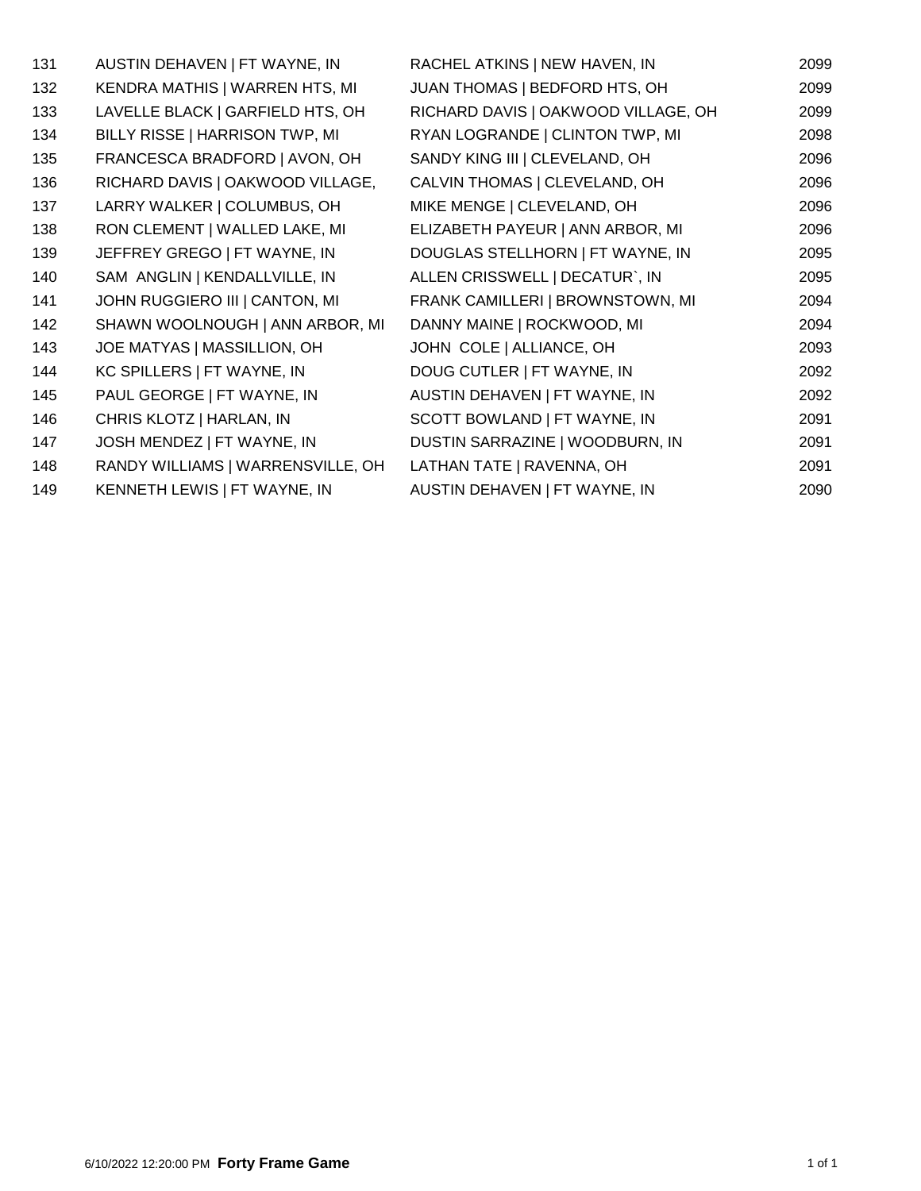| | | | |
|---|---|---|---|
| 131 | AUSTIN DEHAVEN \| FT WAYNE, IN | RACHEL ATKINS \| NEW HAVEN, IN | 2099 |
| 132 | KENDRA MATHIS \| WARREN HTS, MI | JUAN THOMAS \| BEDFORD HTS, OH | 2099 |
| 133 | LAVELLE BLACK \| GARFIELD HTS, OH | RICHARD DAVIS \| OAKWOOD VILLAGE, OH | 2099 |
| 134 | BILLY RISSE \| HARRISON TWP, MI | RYAN LOGRANDE \| CLINTON TWP, MI | 2098 |
| 135 | FRANCESCA BRADFORD \| AVON, OH | SANDY KING III \| CLEVELAND, OH | 2096 |
| 136 | RICHARD DAVIS \| OAKWOOD VILLAGE, | CALVIN THOMAS \| CLEVELAND, OH | 2096 |
| 137 | LARRY WALKER \| COLUMBUS, OH | MIKE MENGE \| CLEVELAND, OH | 2096 |
| 138 | RON CLEMENT \| WALLED LAKE, MI | ELIZABETH PAYEUR \| ANN ARBOR, MI | 2096 |
| 139 | JEFFREY GREGO \| FT WAYNE, IN | DOUGLAS STELLHORN \| FT WAYNE, IN | 2095 |
| 140 | SAM ANGLIN \| KENDALLVILLE, IN | ALLEN CRISSWELL \| DECATUR`, IN | 2095 |
| 141 | JOHN RUGGIERO III \| CANTON, MI | FRANK CAMILLERI \| BROWNSTOWN, MI | 2094 |
| 142 | SHAWN WOOLNOUGH \| ANN ARBOR, MI | DANNY MAINE \| ROCKWOOD, MI | 2094 |
| 143 | JOE MATYAS \| MASSILLION, OH | JOHN COLE \| ALLIANCE, OH | 2093 |
| 144 | KC SPILLERS \| FT WAYNE, IN | DOUG CUTLER \| FT WAYNE, IN | 2092 |
| 145 | PAUL GEORGE \| FT WAYNE, IN | AUSTIN DEHAVEN \| FT WAYNE, IN | 2092 |
| 146 | CHRIS KLOTZ \| HARLAN, IN | SCOTT BOWLAND \| FT WAYNE, IN | 2091 |
| 147 | JOSH MENDEZ \| FT WAYNE, IN | DUSTIN SARRAZINE \| WOODBURN, IN | 2091 |
| 148 | RANDY WILLIAMS \| WARRENSVILLE, OH | LATHAN TATE \| RAVENNA, OH | 2091 |
| 149 | KENNETH LEWIS \| FT WAYNE, IN | AUSTIN DEHAVEN \| FT WAYNE, IN | 2090 |

6/10/2022 12:20:00 PM **Forty Frame Game**